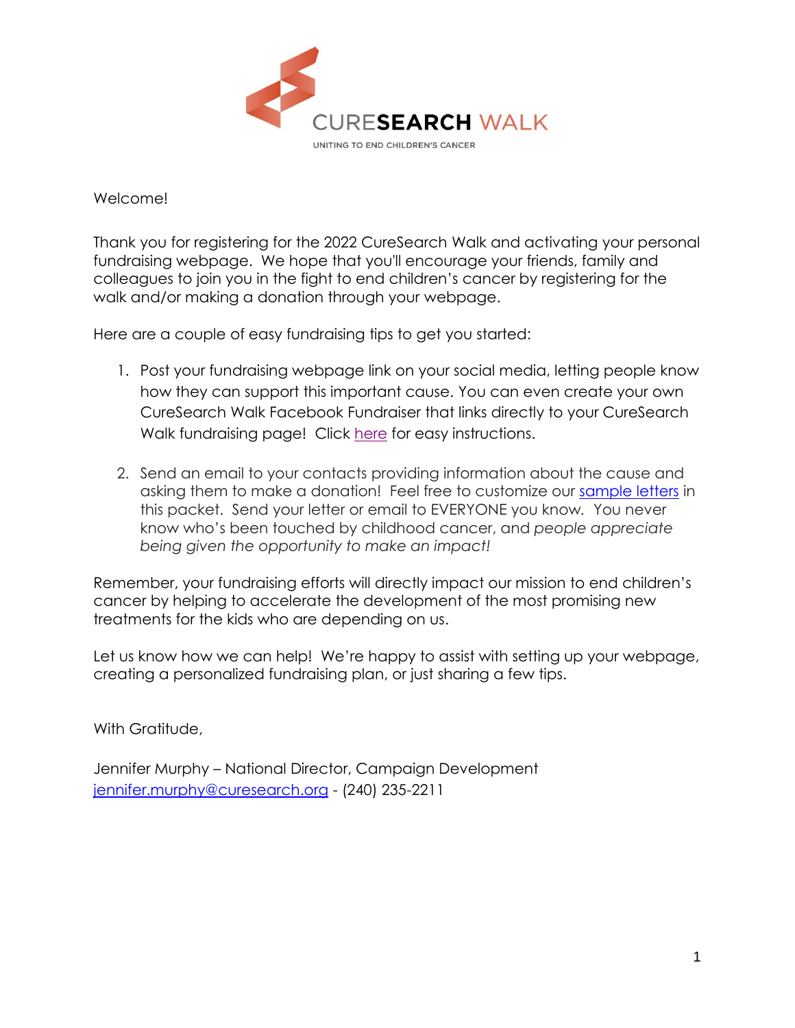CURESEARCH WALK

UNITING TO END CHILDREN'S CANCER

Welcome!

Thank you for registering for the 2022 CureSearch Walk and activating your personal fundraising webpage. We hope that you'll encourage your friends, family and colleagues to join you in the fight to end children's cancer by registering for the walk and/or making a donation through your webpage.

Here are a couple of easy fundraising tips to get you started:

1. Post your fundraising webpage link on your social media, letting people know how they can support this important cause. You can even create your own CureSearch Walk Facebook Fundraiser that links directly to your CureSearch Walk fundraising page! Click here for easy instructions.

2. Send an email to your contacts providing information about the cause and asking them to make a donation! Feel free to customize our sample letters in this packet. Send your letter or email to EVERYONE you know. You never know who's been touched by childhood cancer, and *people appreciate being given the opportunity to make an impact!*

Remember, your fundraising efforts will directly impact our mission to end children's cancer by helping to accelerate the development of the most promising new treatments for the kids who are depending on us.

Let us know how we can help! We're happy to assist with setting up your webpage, creating a personalized fundraising plan, or just sharing a few tips.

With Gratitude,

Jennifer Murphy – National Director, Campaign Development
jennifer.murphy@curesearch.org - (240) 235-2211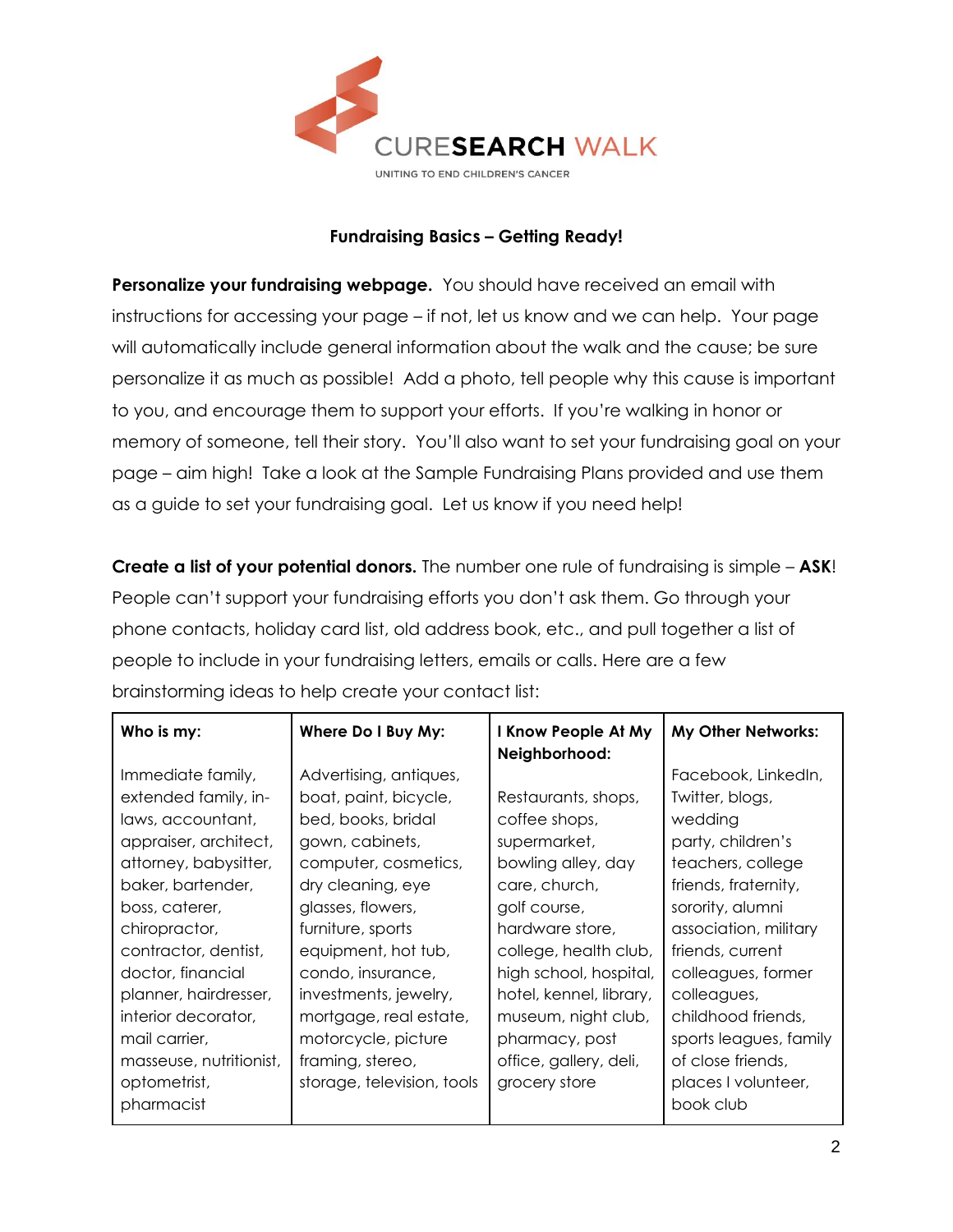CURESEARCH WALK

UNITING TO END CHILDREN'S CANCER

## Fundraising Basics – Getting Ready!

**Personalize your fundraising webpage.** You should have received an email with instructions for accessing your page – if not, let us know and we can help. Your page will automatically include general information about the walk and the cause; be sure personalize it as much as possible! Add a photo, tell people why this cause is important to you, and encourage them to support your efforts. If you're walking in honor or memory of someone, tell their story. You'll also want to set your fundraising goal on your page – aim high! Take a look at the Sample Fundraising Plans provided and use them as a guide to set your fundraising goal. Let us know if you need help!

**Create a list of your potential donors.** The number one rule of fundraising is simple – **ASK**! People can't support your fundraising efforts you don't ask them. Go through your phone contacts, holiday card list, old address book, etc., and pull together a list of people to include in your fundraising letters, emails or calls. Here are a few brainstorming ideas to help create your contact list:

| Who is my: | Where Do I Buy My: | I Know People At My Neighborhood: | My Other Networks: |
|---|---|---|---|
| Immediate family, extended family, in-laws, accountant, appraiser, architect, attorney, babysitter, baker, bartender, boss, caterer, chiropractor, contractor, dentist, doctor, financial planner, hairdresser, interior decorator, mail carrier, masseuse, nutritionist, optometrist, pharmacist | Advertising, antiques, boat, paint, bicycle, bed, books, bridal gown, cabinets, computer, cosmetics, dry cleaning, eye glasses, flowers, furniture, sports equipment, hot tub, condo, insurance, investments, jewelry, mortgage, real estate, motorcycle, picture framing, stereo, storage, television, tools | Restaurants, shops, coffee shops, supermarket, bowling alley, day care, church, golf course, hardware store, college, health club, high school, hospital, hotel, kennel, library, museum, night club, pharmacy, post office, gallery, deli, grocery store | Facebook, LinkedIn, Twitter, blogs, wedding party, children's teachers, college friends, fraternity, sorority, alumni association, military friends, current colleagues, former colleagues, childhood friends, sports leagues, family of close friends, places I volunteer, book club |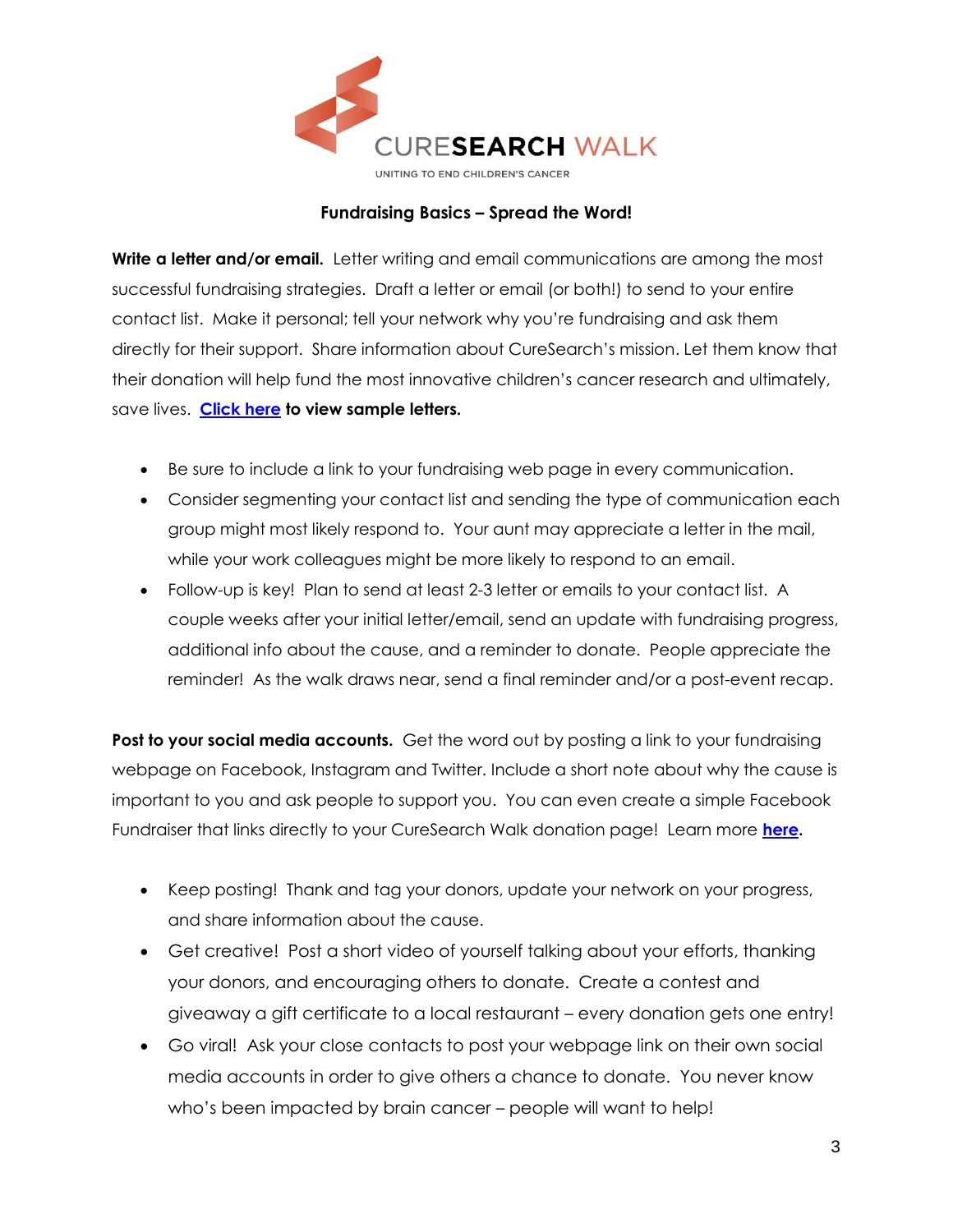CURESEARCH WALK

UNITING TO END CHILDREN'S CANCER

### Fundraising Basics – Spread the Word!

**Write a letter and/or email.** Letter writing and email communications are among the most successful fundraising strategies. Draft a letter or email (or both!) to send to your entire contact list. Make it personal; tell your network why you're fundraising and ask them directly for their support. Share information about CureSearch's mission. Let them know that their donation will help fund the most innovative children's cancer research and ultimately, save lives. **Click here to view sample letters.**

- Be sure to include a link to your fundraising web page in every communication.
- Consider segmenting your contact list and sending the type of communication each group might most likely respond to. Your aunt may appreciate a letter in the mail, while your work colleagues might be more likely to respond to an email.
- Follow-up is key! Plan to send at least 2-3 letter or emails to your contact list. A couple weeks after your initial letter/email, send an update with fundraising progress, additional info about the cause, and a reminder to donate. People appreciate the reminder! As the walk draws near, send a final reminder and/or a post-event recap.

**Post to your social media accounts.** Get the word out by posting a link to your fundraising webpage on Facebook, Instagram and Twitter. Include a short note about why the cause is important to you and ask people to support you. You can even create a simple Facebook Fundraiser that links directly to your CureSearch Walk donation page! Learn more **here**.

- Keep posting! Thank and tag your donors, update your network on your progress, and share information about the cause.
- Get creative! Post a short video of yourself talking about your efforts, thanking your donors, and encouraging others to donate. Create a contest and giveaway a gift certificate to a local restaurant – every donation gets one entry!
- Go viral! Ask your close contacts to post your webpage link on their own social media accounts in order to give others a chance to donate. You never know who's been impacted by brain cancer – people will want to help!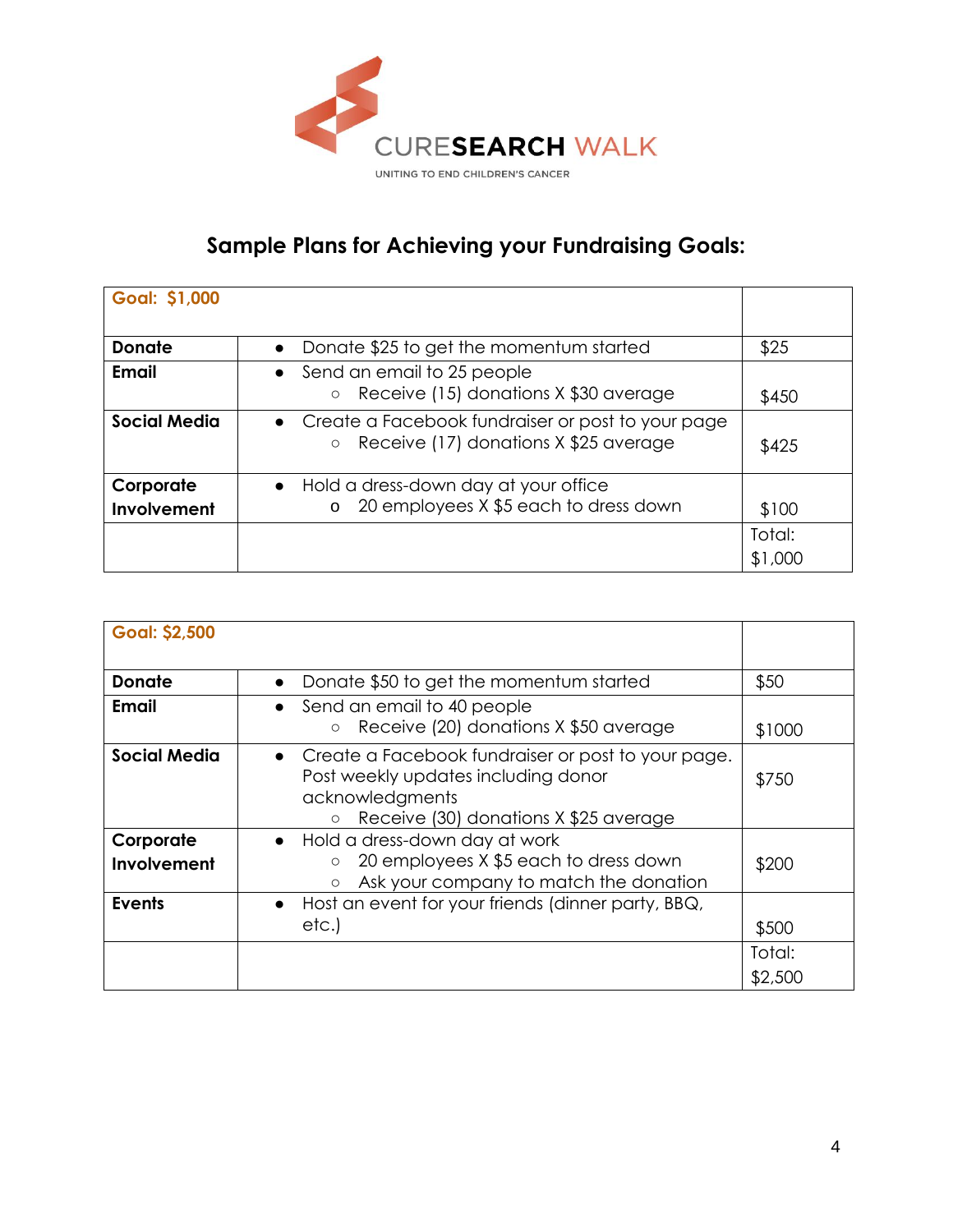CURESEARCH WALK

UNITING TO END CHILDREN'S CANCER

## Sample Plans for Achieving your Fundraising Goals:

| **Goal: $1,000** | | |
|---|---|---|
| **Donate** | • Donate $25 to get the momentum started | $25 |
| **Email** | • Send an email to 25 people<br>○ Receive (15) donations X $30 average | $450 |
| **Social Media** | • Create a Facebook fundraiser or post to your page<br>○ Receive (17) donations X $25 average | $425 |
| **Corporate Involvement** | • Hold a dress-down day at your office<br>o 20 employees X $5 each to dress down | $100 |
| | | Total: $1,000 |

| **Goal: $2,500** | | |
|---|---|---|
| **Donate** | • Donate $50 to get the momentum started | $50 |
| **Email** | • Send an email to 40 people<br>○ Receive (20) donations X $50 average | $1000 |
| **Social Media** | • Create a Facebook fundraiser or post to your page. Post weekly updates including donor acknowledgments<br>○ Receive (30) donations X $25 average | $750 |
| **Corporate Involvement** | • Hold a dress-down day at work<br>○ 20 employees X $5 each to dress down<br>○ Ask your company to match the donation | $200 |
| **Events** | • Host an event for your friends (dinner party, BBQ, etc.) | $500 |
| | | Total: $2,500 |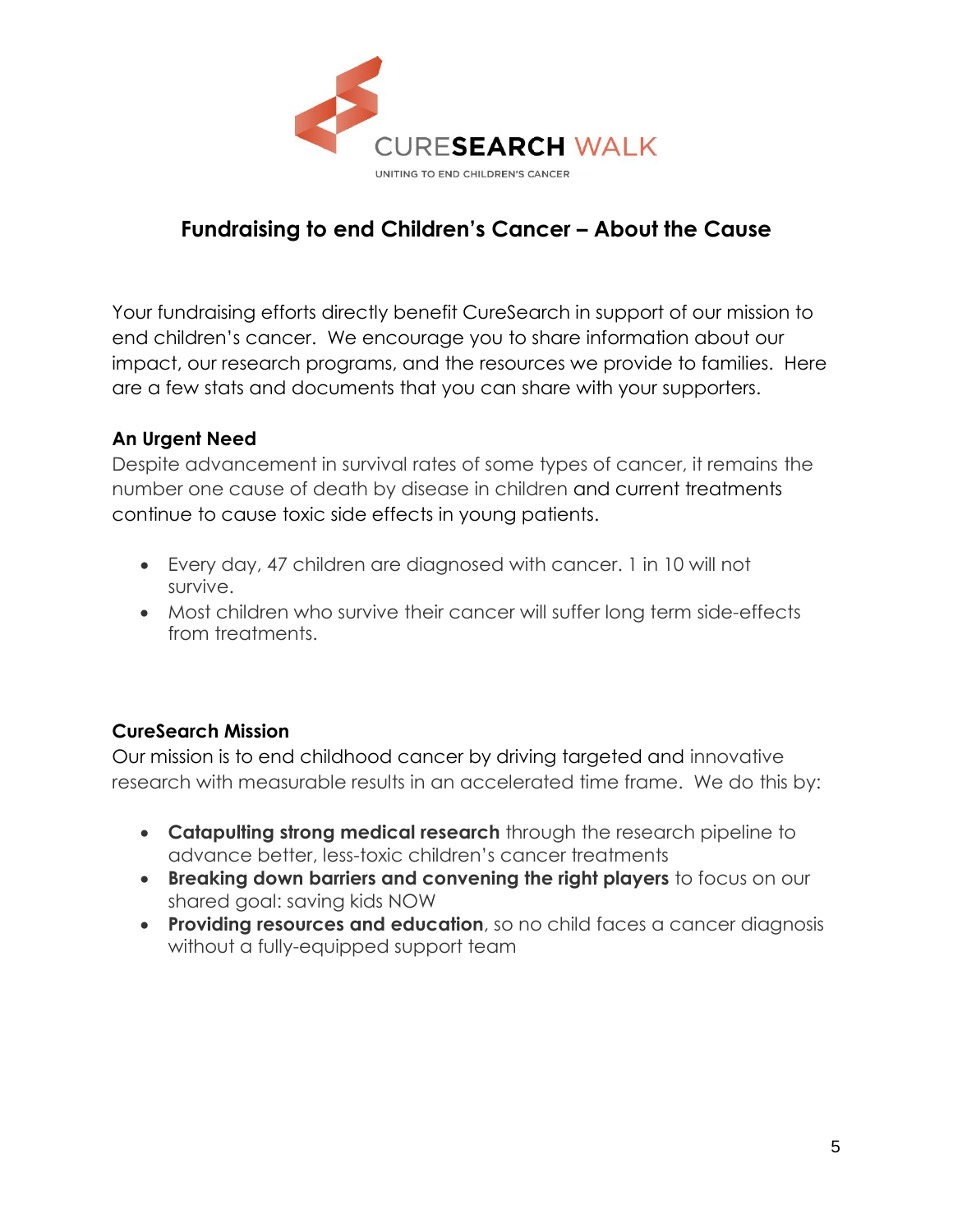CURESEARCH WALK

UNITING TO END CHILDREN'S CANCER

## Fundraising to end Children's Cancer – About the Cause

Your fundraising efforts directly benefit CureSearch in support of our mission to end children's cancer. We encourage you to share information about our impact, our research programs, and the resources we provide to families. Here are a few stats and documents that you can share with your supporters.

### An Urgent Need

Despite advancement in survival rates of some types of cancer, it remains the number one cause of death by disease in children and current treatments continue to cause toxic side effects in young patients.

- Every day, 47 children are diagnosed with cancer. 1 in 10 will not survive.
- Most children who survive their cancer will suffer long term side-effects from treatments.

### CureSearch Mission

Our mission is to end childhood cancer by driving targeted and innovative research with measurable results in an accelerated time frame. We do this by:

- **Catapulting strong medical research** through the research pipeline to advance better, less-toxic children's cancer treatments
- **Breaking down barriers and convening the right players** to focus on our shared goal: saving kids NOW
- **Providing resources and education**, so no child faces a cancer diagnosis without a fully-equipped support team